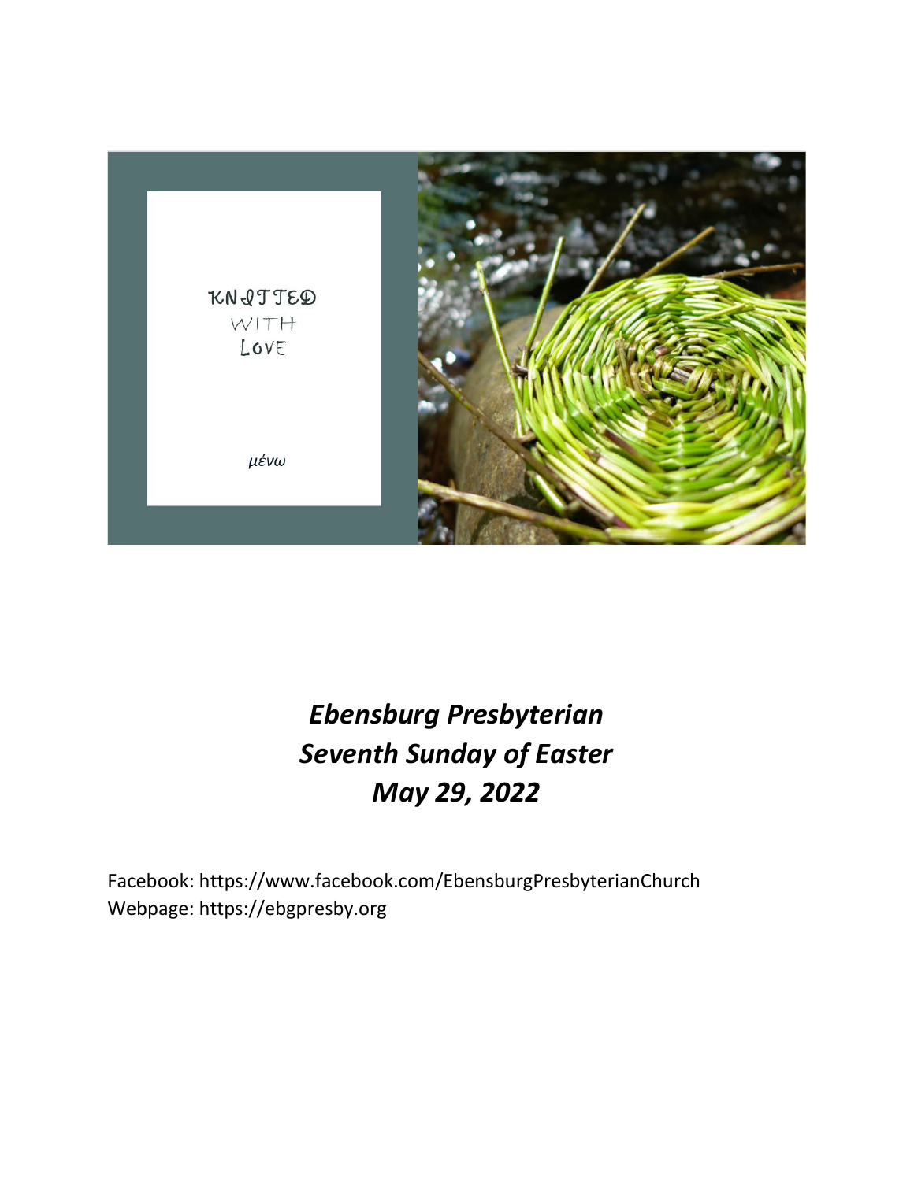KNITTED
WITH
LOVE

μένω

***Ebensburg Presbyterian***
***Seventh Sunday of Easter***
***May 29, 2022***

Facebook: https://www.facebook.com/EbensburgPresbyterianChurch
Webpage: https://ebgpresby.org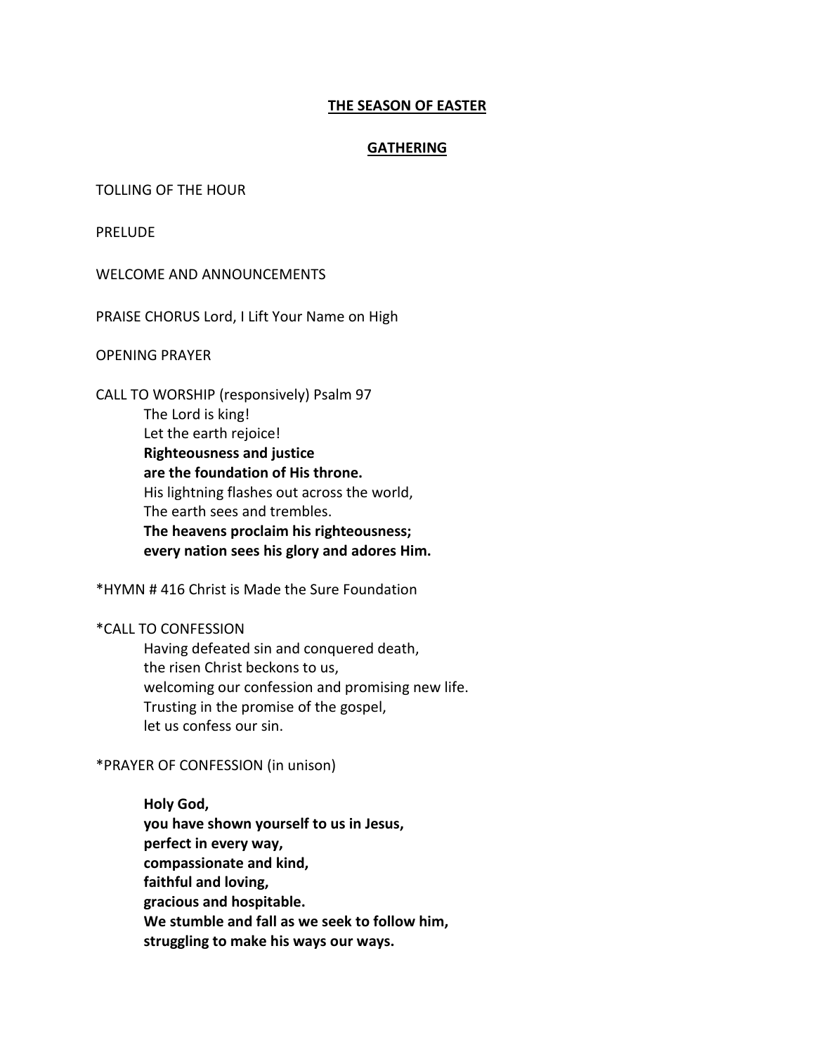## THE SEASON OF EASTER

### GATHERING

TOLLING OF THE HOUR

PRELUDE

WELCOME AND ANNOUNCEMENTS

PRAISE CHORUS Lord, I Lift Your Name on High

OPENING PRAYER

CALL TO WORSHIP (responsively) Psalm 97

The Lord is king!
Let the earth rejoice!
**Righteousness and justice**
**are the foundation of His throne.**
His lightning flashes out across the world,
The earth sees and trembles.
**The heavens proclaim his righteousness;**
**every nation sees his glory and adores Him.**

*HYMN # 416 Christ is Made the Sure Foundation

*CALL TO CONFESSION

Having defeated sin and conquered death,
the risen Christ beckons to us,
welcoming our confession and promising new life.
Trusting in the promise of the gospel,
let us confess our sin.

*PRAYER OF CONFESSION (in unison)

**Holy God,**
**you have shown yourself to us in Jesus,**
**perfect in every way,**
**compassionate and kind,**
**faithful and loving,**
**gracious and hospitable.**
**We stumble and fall as we seek to follow him,**
**struggling to make his ways our ways.**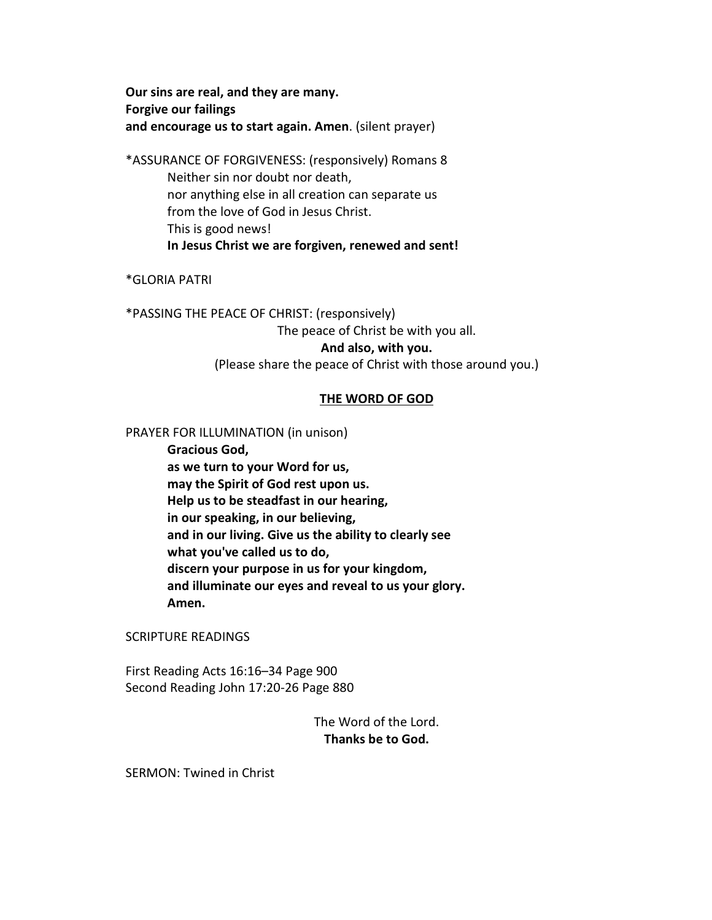**Our sins are real, and they are many.**
**Forgive our failings**
**and encourage us to start again. Amen**. (silent prayer)

*ASSURANCE OF FORGIVENESS: (responsively) Romans 8

Neither sin nor doubt nor death,
nor anything else in all creation can separate us
from the love of God in Jesus Christ.
This is good news!
**In Jesus Christ we are forgiven, renewed and sent!**

*GLORIA PATRI

*PASSING THE PEACE OF CHRIST: (responsively)

The peace of Christ be with you all.
**And also, with you.**
(Please share the peace of Christ with those around you.)

## THE WORD OF GOD

PRAYER FOR ILLUMINATION (in unison)

**Gracious God,**
**as we turn to your Word for us,**
**may the Spirit of God rest upon us.**
**Help us to be steadfast in our hearing,**
**in our speaking, in our believing,**
**and in our living. Give us the ability to clearly see**
**what you've called us to do,**
**discern your purpose in us for your kingdom,**
**and illuminate our eyes and reveal to us your glory.**
**Amen.**

SCRIPTURE READINGS

First Reading Acts 16:16–34 Page 900
Second Reading John 17:20-26 Page 880

The Word of the Lord.
**Thanks be to God.**

SERMON: Twined in Christ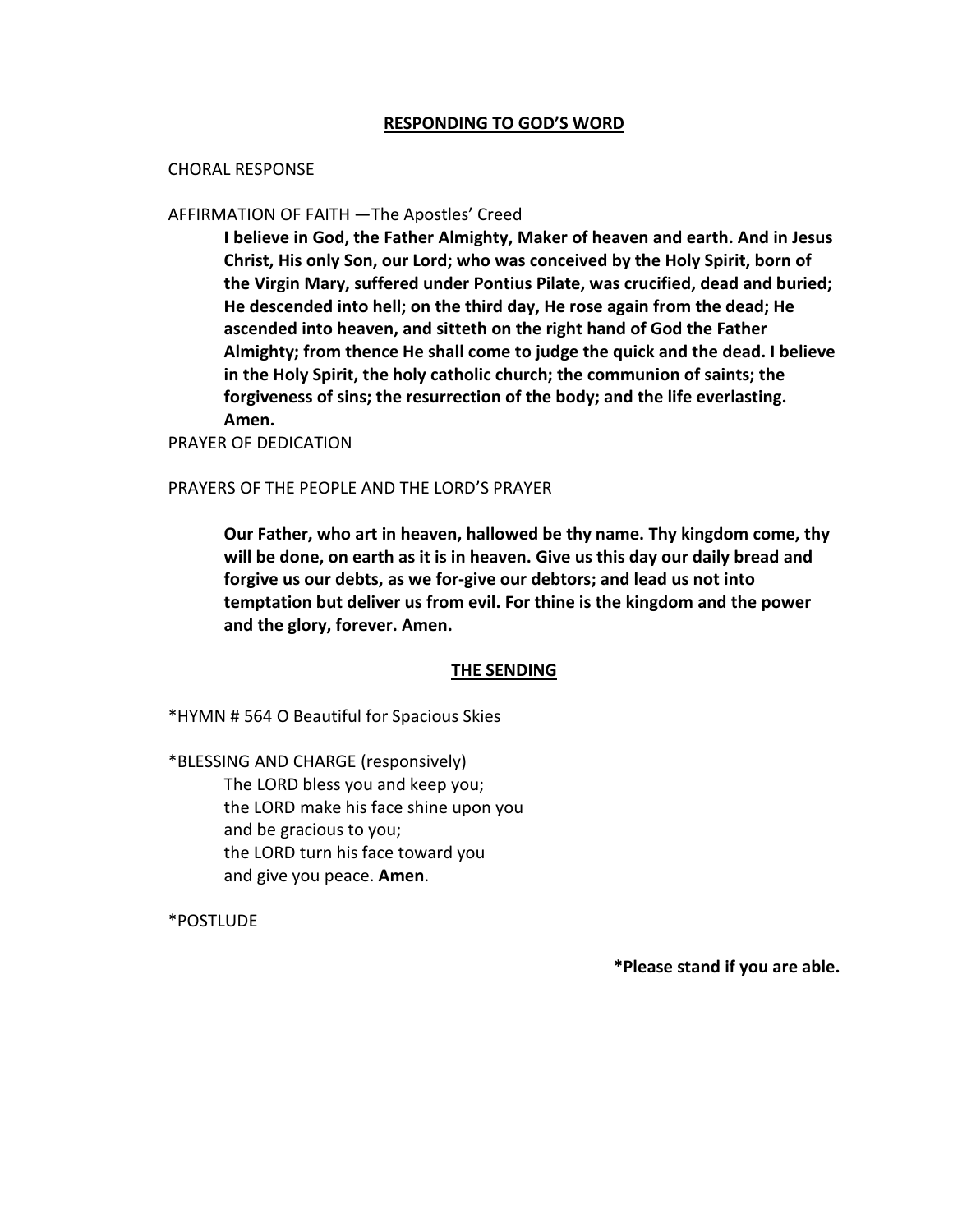## RESPONDING TO GOD'S WORD

CHORAL RESPONSE

AFFIRMATION OF FAITH —The Apostles' Creed

> **I believe in God, the Father Almighty, Maker of heaven and earth. And in Jesus Christ, His only Son, our Lord; who was conceived by the Holy Spirit, born of the Virgin Mary, suffered under Pontius Pilate, was crucified, dead and buried; He descended into hell; on the third day, He rose again from the dead; He ascended into heaven, and sitteth on the right hand of God the Father Almighty; from thence He shall come to judge the quick and the dead. I believe in the Holy Spirit, the holy catholic church; the communion of saints; the forgiveness of sins; the resurrection of the body; and the life everlasting. Amen.**

PRAYER OF DEDICATION

PRAYERS OF THE PEOPLE AND THE LORD'S PRAYER

> **Our Father, who art in heaven, hallowed be thy name. Thy kingdom come, thy will be done, on earth as it is in heaven. Give us this day our daily bread and forgive us our debts, as we for-give our debtors; and lead us not into temptation but deliver us from evil. For thine is the kingdom and the power and the glory, forever. Amen.**

## THE SENDING

*HYMN # 564 O Beautiful for Spacious Skies

*BLESSING AND CHARGE (responsively)

> The LORD bless you and keep you;
> the LORD make his face shine upon you
> and be gracious to you;
> the LORD turn his face toward you
> and give you peace. **Amen**.

*POSTLUDE

**\*Please stand if you are able.**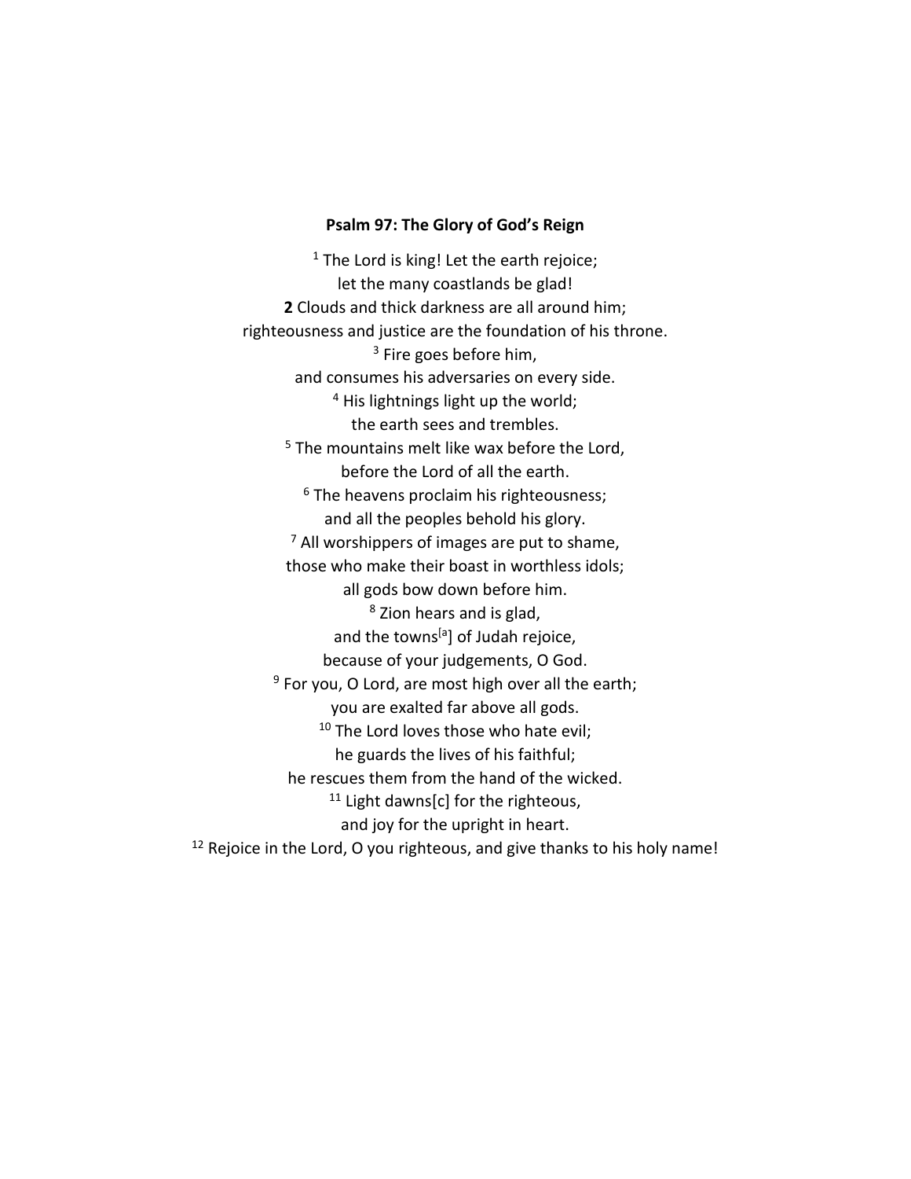**Psalm 97: The Glory of God's Reign**

[1] The Lord is king! Let the earth rejoice;
let the many coastlands be glad!
**2** Clouds and thick darkness are all around him;
righteousness and justice are the foundation of his throne.
[3] Fire goes before him,
and consumes his adversaries on every side.
[4] His lightnings light up the world;
the earth sees and trembles.
[5] The mountains melt like wax before the Lord,
before the Lord of all the earth.
[6] The heavens proclaim his righteousness;
and all the peoples behold his glory.
[7] All worshippers of images are put to shame,
those who make their boast in worthless idols;
all gods bow down before him.
[8] Zion hears and is glad,
and the towns[a]] of Judah rejoice,
because of your judgements, O God.
[9] For you, O Lord, are most high over all the earth;
you are exalted far above all gods.
[10] The Lord loves those who hate evil;
he guards the lives of his faithful;
he rescues them from the hand of the wicked.
[11] Light dawns[c] for the righteous,
and joy for the upright in heart.
[12] Rejoice in the Lord, O you righteous, and give thanks to his holy name!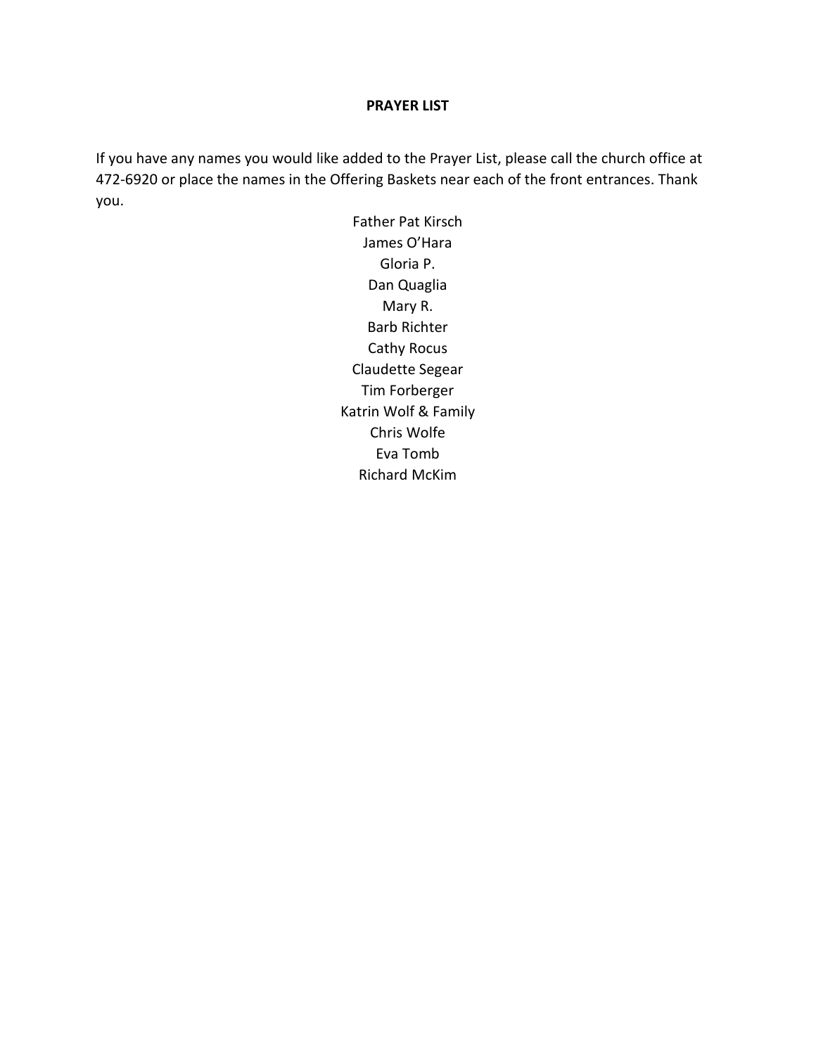**PRAYER LIST**

If you have any names you would like added to the Prayer List, please call the church office at 472-6920 or place the names in the Offering Baskets near each of the front entrances. Thank you.

Father Pat Kirsch
James O'Hara
Gloria P.
Dan Quaglia
Mary R.
Barb Richter
Cathy Rocus
Claudette Segear
Tim Forberger
Katrin Wolf & Family
Chris Wolfe
Eva Tomb
Richard McKim